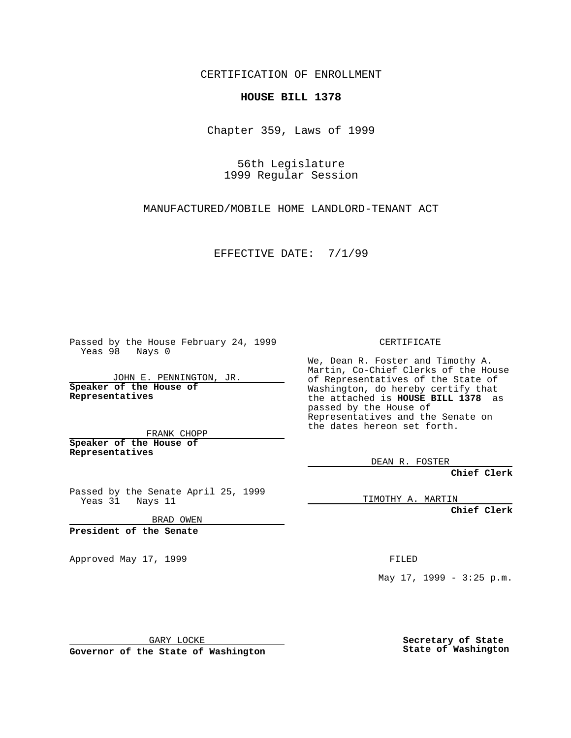CERTIFICATION OF ENROLLMENT

**HOUSE BILL 1378**

Chapter 359, Laws of 1999

56th Legislature
1999 Regular Session

MANUFACTURED/MOBILE HOME LANDLORD-TENANT ACT

EFFECTIVE DATE: 7/1/99

Passed by the House February 24, 1999
Yeas 98 Nays 0

JOHN E. PENNINGTON, JR.
**Speaker of the House of Representatives**

FRANK CHOPP
**Speaker of the House of Representatives**

Passed by the Senate April 25, 1999
Yeas 31 Nays 11

BRAD OWEN
**President of the Senate**

Approved May 17, 1999

GARY LOCKE
**Governor of the State of Washington**

CERTIFICATE

We, Dean R. Foster and Timothy A. Martin, Co-Chief Clerks of the House of Representatives of the State of Washington, do hereby certify that the attached is **HOUSE BILL 1378** as passed by the House of Representatives and the Senate on the dates hereon set forth.

DEAN R. FOSTER
**Chief Clerk**

TIMOTHY A. MARTIN
**Chief Clerk**

FILED

May 17, 1999 - 3:25 p.m.

**Secretary of State**
**State of Washington**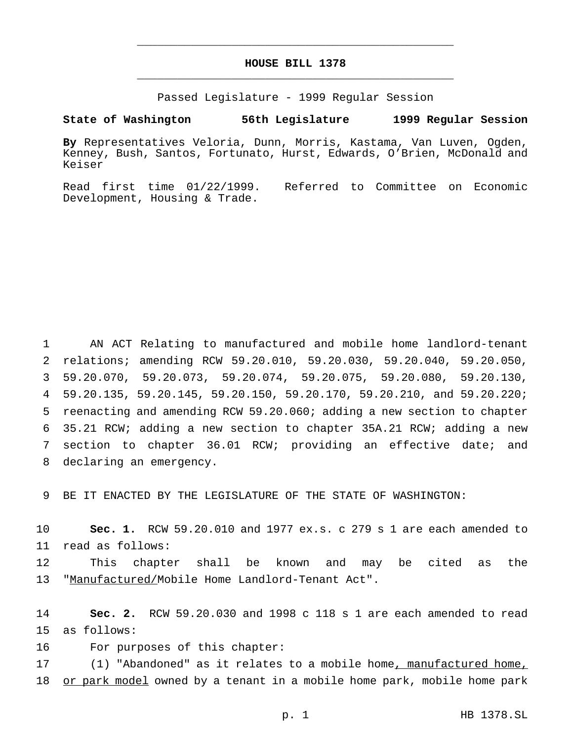# HOUSE BILL 1378

Passed Legislature - 1999 Regular Session

**State of Washington 56th Legislature 1999 Regular Session**

**By** Representatives Veloria, Dunn, Morris, Kastama, Van Luven, Ogden, Kenney, Bush, Santos, Fortunato, Hurst, Edwards, O'Brien, McDonald and Keiser

Read first time 01/22/1999. Referred to Committee on Economic Development, Housing & Trade.

AN ACT Relating to manufactured and mobile home landlord-tenant relations; amending RCW 59.20.010, 59.20.030, 59.20.040, 59.20.050, 59.20.070, 59.20.073, 59.20.074, 59.20.075, 59.20.080, 59.20.130, 59.20.135, 59.20.145, 59.20.150, 59.20.170, 59.20.210, and 59.20.220; reenacting and amending RCW 59.20.060; adding a new section to chapter 35.21 RCW; adding a new section to chapter 35A.21 RCW; adding a new section to chapter 36.01 RCW; providing an effective date; and declaring an emergency.

BE IT ENACTED BY THE LEGISLATURE OF THE STATE OF WASHINGTON:

**Sec. 1.** RCW 59.20.010 and 1977 ex.s. c 279 s 1 are each amended to read as follows:

This chapter shall be known and may be cited as the "Manufactured/Mobile Home Landlord-Tenant Act".

**Sec. 2.** RCW 59.20.030 and 1998 c 118 s 1 are each amended to read as follows:

For purposes of this chapter:

(1) "Abandoned" as it relates to a mobile home, manufactured home, or park model owned by a tenant in a mobile home park, mobile home park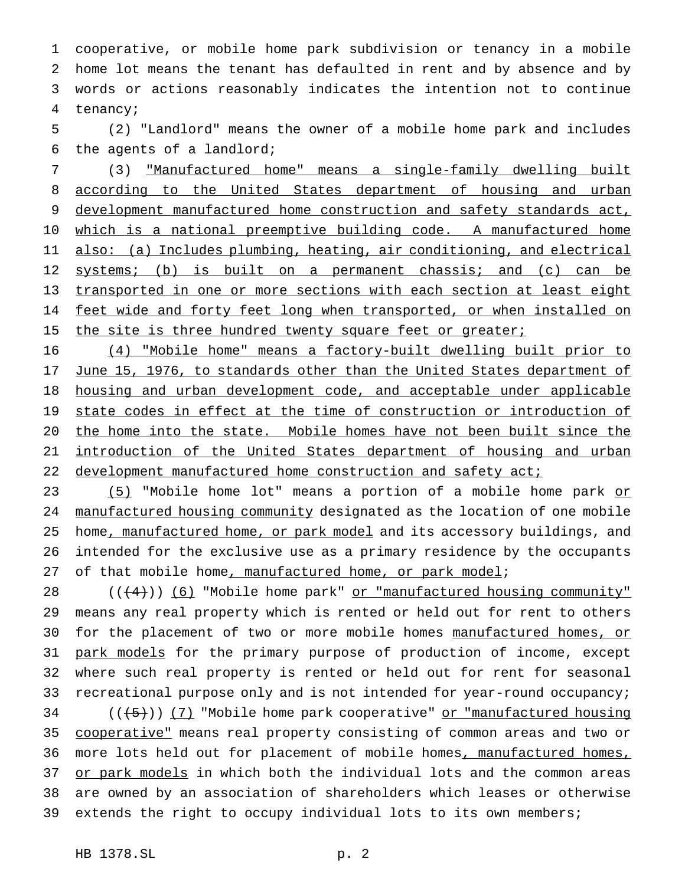cooperative, or mobile home park subdivision or tenancy in a mobile home lot means the tenant has defaulted in rent and by absence and by words or actions reasonably indicates the intention not to continue tenancy;

(2) "Landlord" means the owner of a mobile home park and includes the agents of a landlord;

(3) "Manufactured home" means a single-family dwelling built according to the United States department of housing and urban development manufactured home construction and safety standards act, which is a national preemptive building code. A manufactured home also: (a) Includes plumbing, heating, air conditioning, and electrical systems; (b) is built on a permanent chassis; and (c) can be transported in one or more sections with each section at least eight feet wide and forty feet long when transported, or when installed on the site is three hundred twenty square feet or greater;

(4) "Mobile home" means a factory-built dwelling built prior to June 15, 1976, to standards other than the United States department of housing and urban development code, and acceptable under applicable state codes in effect at the time of construction or introduction of the home into the state. Mobile homes have not been built since the introduction of the United States department of housing and urban development manufactured home construction and safety act;

(5) "Mobile home lot" means a portion of a mobile home park or manufactured housing community designated as the location of one mobile home, manufactured home, or park model and its accessory buildings, and intended for the exclusive use as a primary residence by the occupants of that mobile home, manufactured home, or park model;

(((4))) (6) "Mobile home park" or "manufactured housing community" means any real property which is rented or held out for rent to others for the placement of two or more mobile homes manufactured homes, or park models for the primary purpose of production of income, except where such real property is rented or held out for rent for seasonal recreational purpose only and is not intended for year-round occupancy;

(((5))) (7) "Mobile home park cooperative" or "manufactured housing cooperative" means real property consisting of common areas and two or more lots held out for placement of mobile homes, manufactured homes, or park models in which both the individual lots and the common areas are owned by an association of shareholders which leases or otherwise extends the right to occupy individual lots to its own members;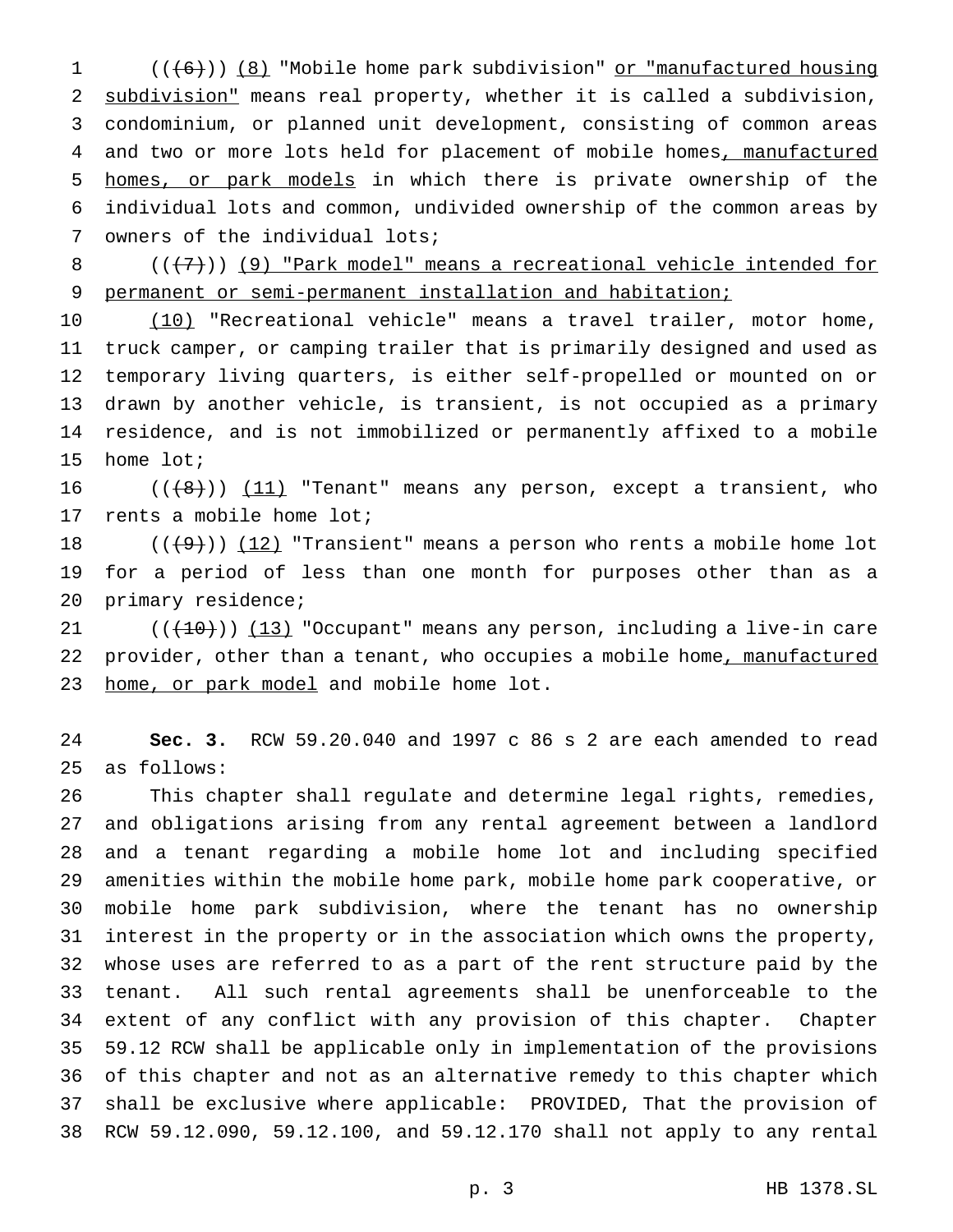((~~(6)~~)) <u>(8)</u> "Mobile home park subdivision" <u>or "manufactured housing subdivision"</u> means real property, whether it is called a subdivision, condominium, or planned unit development, consisting of common areas and two or more lots held for placement of mobile homes<u>, manufactured homes, or park models</u> in which there is private ownership of the individual lots and common, undivided ownership of the common areas by owners of the individual lots;

((~~(7)~~)) <u>(9) "Park model" means a recreational vehicle intended for permanent or semi-permanent installation and habitation;</u>

<u>(10)</u> "Recreational vehicle" means a travel trailer, motor home, truck camper, or camping trailer that is primarily designed and used as temporary living quarters, is either self-propelled or mounted on or drawn by another vehicle, is transient, is not occupied as a primary residence, and is not immobilized or permanently affixed to a mobile home lot;

((~~(8)~~)) <u>(11)</u> "Tenant" means any person, except a transient, who rents a mobile home lot;

((~~(9)~~)) <u>(12)</u> "Transient" means a person who rents a mobile home lot for a period of less than one month for purposes other than as a primary residence;

((~~(10)~~)) <u>(13)</u> "Occupant" means any person, including a live-in care provider, other than a tenant, who occupies a mobile home<u>, manufactured home, or park model</u> and mobile home lot.

**Sec. 3.** RCW 59.20.040 and 1997 c 86 s 2 are each amended to read as follows:

This chapter shall regulate and determine legal rights, remedies, and obligations arising from any rental agreement between a landlord and a tenant regarding a mobile home lot and including specified amenities within the mobile home park, mobile home park cooperative, or mobile home park subdivision, where the tenant has no ownership interest in the property or in the association which owns the property, whose uses are referred to as a part of the rent structure paid by the tenant. All such rental agreements shall be unenforceable to the extent of any conflict with any provision of this chapter. Chapter 59.12 RCW shall be applicable only in implementation of the provisions of this chapter and not as an alternative remedy to this chapter which shall be exclusive where applicable: PROVIDED, That the provision of RCW 59.12.090, 59.12.100, and 59.12.170 shall not apply to any rental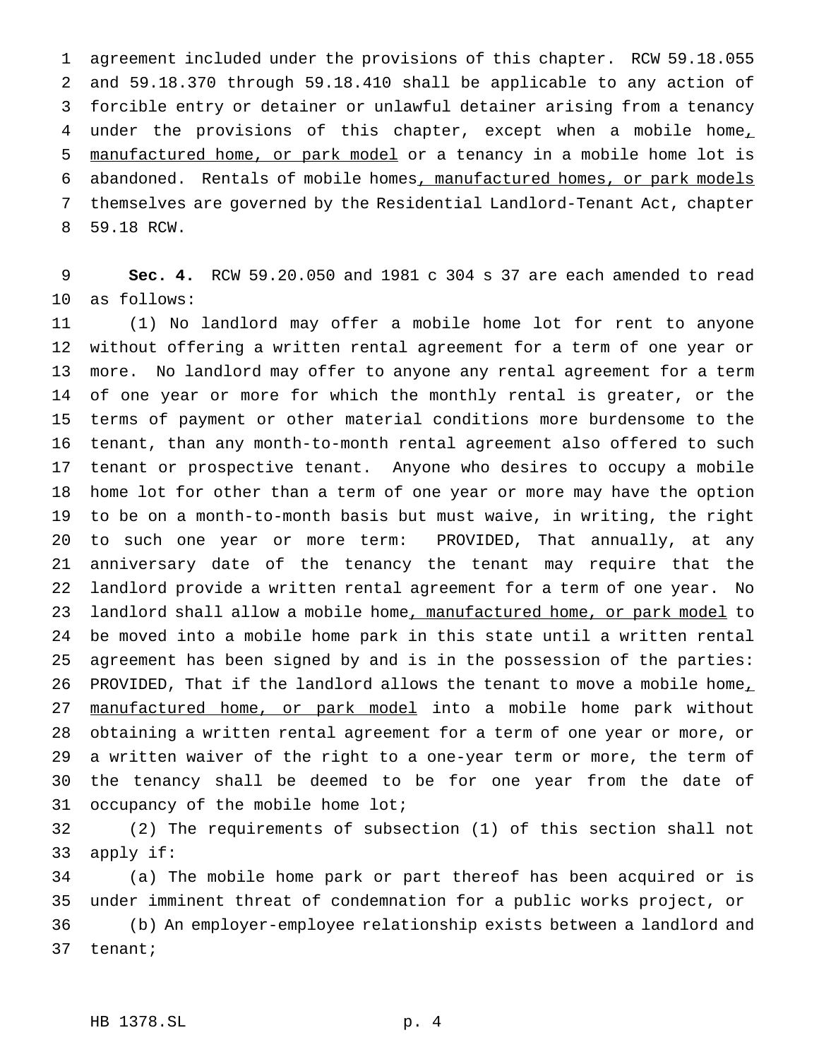agreement included under the provisions of this chapter. RCW 59.18.055 and 59.18.370 through 59.18.410 shall be applicable to any action of forcible entry or detainer or unlawful detainer arising from a tenancy under the provisions of this chapter, except when a mobile home, manufactured home, or park model or a tenancy in a mobile home lot is abandoned. Rentals of mobile homes, manufactured homes, or park models themselves are governed by the Residential Landlord-Tenant Act, chapter 59.18 RCW.

**Sec. 4.** RCW 59.20.050 and 1981 c 304 s 37 are each amended to read as follows:

(1) No landlord may offer a mobile home lot for rent to anyone without offering a written rental agreement for a term of one year or more. No landlord may offer to anyone any rental agreement for a term of one year or more for which the monthly rental is greater, or the terms of payment or other material conditions more burdensome to the tenant, than any month-to-month rental agreement also offered to such tenant or prospective tenant. Anyone who desires to occupy a mobile home lot for other than a term of one year or more may have the option to be on a month-to-month basis but must waive, in writing, the right to such one year or more term: PROVIDED, That annually, at any anniversary date of the tenancy the tenant may require that the landlord provide a written rental agreement for a term of one year. No landlord shall allow a mobile home, manufactured home, or park model to be moved into a mobile home park in this state until a written rental agreement has been signed by and is in the possession of the parties: PROVIDED, That if the landlord allows the tenant to move a mobile home, manufactured home, or park model into a mobile home park without obtaining a written rental agreement for a term of one year or more, or a written waiver of the right to a one-year term or more, the term of the tenancy shall be deemed to be for one year from the date of occupancy of the mobile home lot;

(2) The requirements of subsection (1) of this section shall not apply if:

(a) The mobile home park or part thereof has been acquired or is under imminent threat of condemnation for a public works project, or

(b) An employer-employee relationship exists between a landlord and tenant;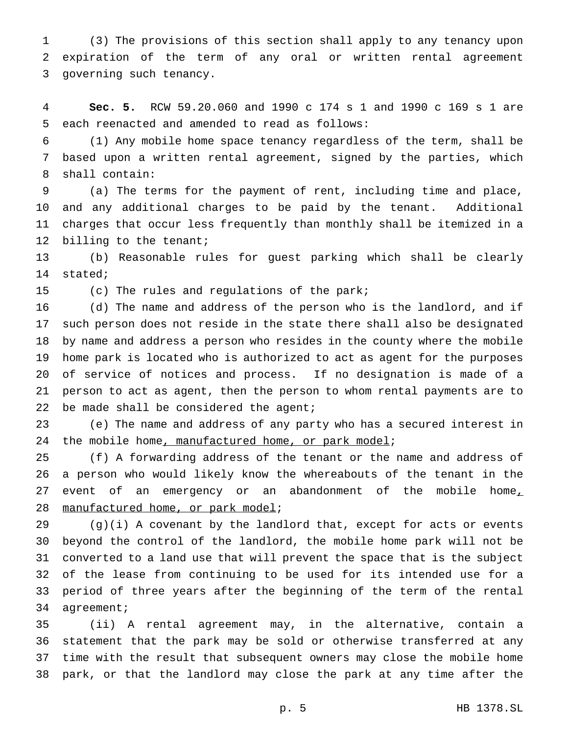(3) The provisions of this section shall apply to any tenancy upon expiration of the term of any oral or written rental agreement governing such tenancy.

**Sec. 5.** RCW 59.20.060 and 1990 c 174 s 1 and 1990 c 169 s 1 are each reenacted and amended to read as follows:

(1) Any mobile home space tenancy regardless of the term, shall be based upon a written rental agreement, signed by the parties, which shall contain:

(a) The terms for the payment of rent, including time and place, and any additional charges to be paid by the tenant. Additional charges that occur less frequently than monthly shall be itemized in a billing to the tenant;

(b) Reasonable rules for guest parking which shall be clearly stated;

(c) The rules and regulations of the park;

(d) The name and address of the person who is the landlord, and if such person does not reside in the state there shall also be designated by name and address a person who resides in the county where the mobile home park is located who is authorized to act as agent for the purposes of service of notices and process. If no designation is made of a person to act as agent, then the person to whom rental payments are to be made shall be considered the agent;

(e) The name and address of any party who has a secured interest in the mobile home, manufactured home, or park model;

(f) A forwarding address of the tenant or the name and address of a person who would likely know the whereabouts of the tenant in the event of an emergency or an abandonment of the mobile home, manufactured home, or park model;

(g)(i) A covenant by the landlord that, except for acts or events beyond the control of the landlord, the mobile home park will not be converted to a land use that will prevent the space that is the subject of the lease from continuing to be used for its intended use for a period of three years after the beginning of the term of the rental agreement;

(ii) A rental agreement may, in the alternative, contain a statement that the park may be sold or otherwise transferred at any time with the result that subsequent owners may close the mobile home park, or that the landlord may close the park at any time after the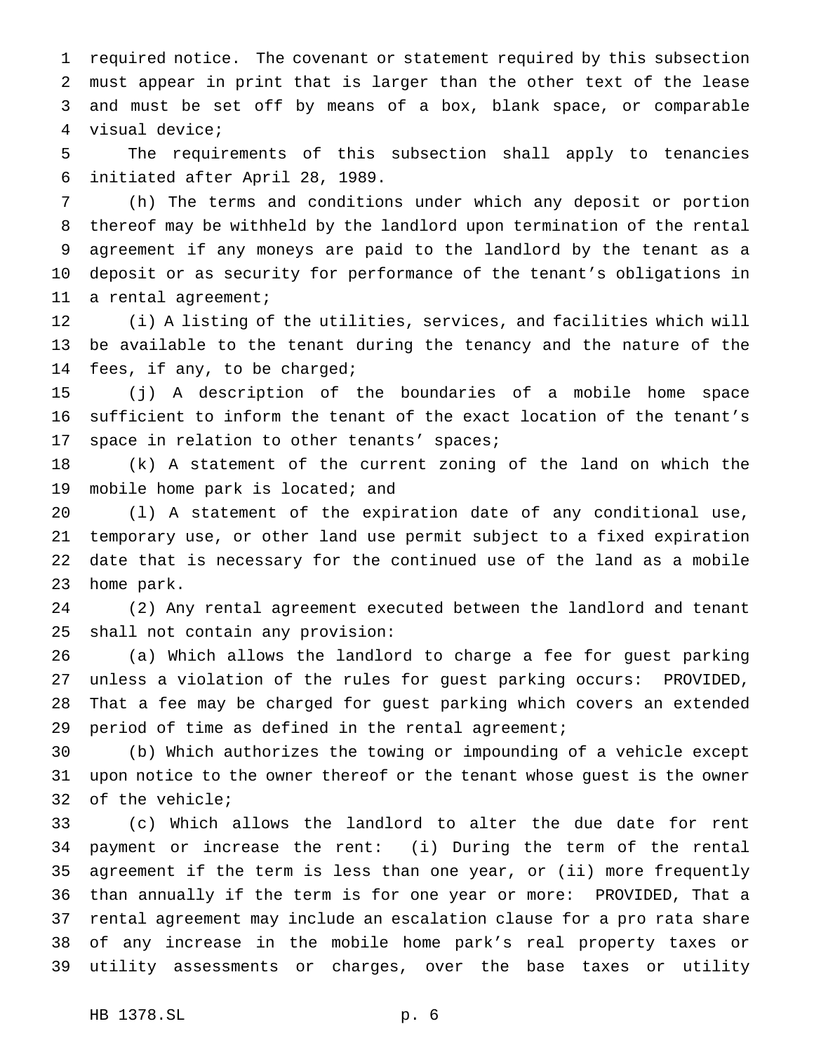required notice. The covenant or statement required by this subsection must appear in print that is larger than the other text of the lease and must be set off by means of a box, blank space, or comparable visual device;

The requirements of this subsection shall apply to tenancies initiated after April 28, 1989.

(h) The terms and conditions under which any deposit or portion thereof may be withheld by the landlord upon termination of the rental agreement if any moneys are paid to the landlord by the tenant as a deposit or as security for performance of the tenant's obligations in a rental agreement;

(i) A listing of the utilities, services, and facilities which will be available to the tenant during the tenancy and the nature of the fees, if any, to be charged;

(j) A description of the boundaries of a mobile home space sufficient to inform the tenant of the exact location of the tenant's space in relation to other tenants' spaces;

(k) A statement of the current zoning of the land on which the mobile home park is located; and

(l) A statement of the expiration date of any conditional use, temporary use, or other land use permit subject to a fixed expiration date that is necessary for the continued use of the land as a mobile home park.

(2) Any rental agreement executed between the landlord and tenant shall not contain any provision:

(a) Which allows the landlord to charge a fee for guest parking unless a violation of the rules for guest parking occurs: PROVIDED, That a fee may be charged for guest parking which covers an extended period of time as defined in the rental agreement;

(b) Which authorizes the towing or impounding of a vehicle except upon notice to the owner thereof or the tenant whose guest is the owner of the vehicle;

(c) Which allows the landlord to alter the due date for rent payment or increase the rent: (i) During the term of the rental agreement if the term is less than one year, or (ii) more frequently than annually if the term is for one year or more: PROVIDED, That a rental agreement may include an escalation clause for a pro rata share of any increase in the mobile home park's real property taxes or utility assessments or charges, over the base taxes or utility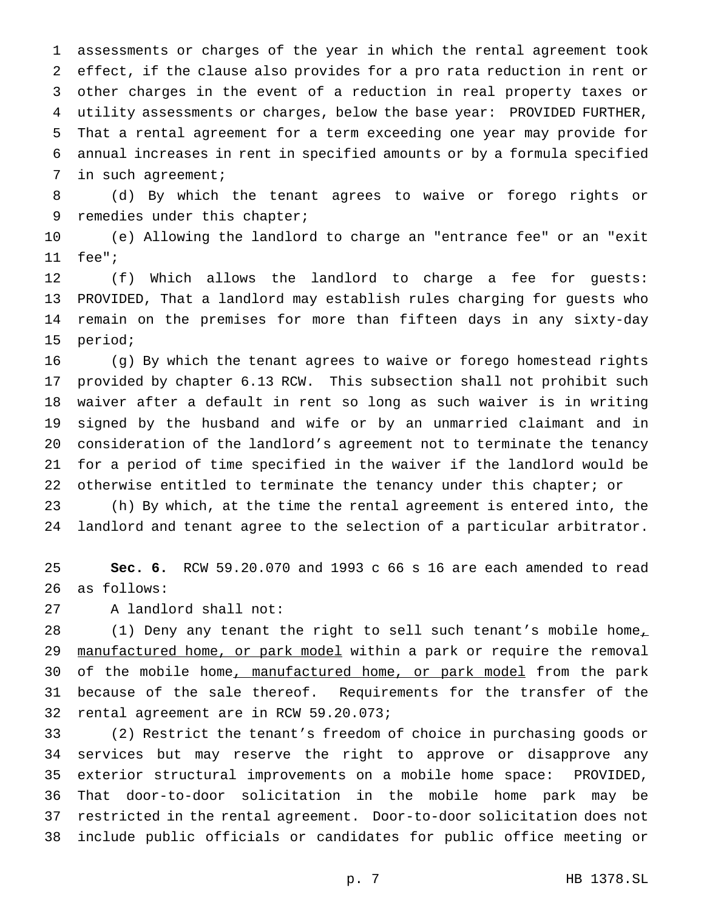assessments or charges of the year in which the rental agreement took effect, if the clause also provides for a pro rata reduction in rent or other charges in the event of a reduction in real property taxes or utility assessments or charges, below the base year: PROVIDED FURTHER, That a rental agreement for a term exceeding one year may provide for annual increases in rent in specified amounts or by a formula specified in such agreement;

(d) By which the tenant agrees to waive or forego rights or remedies under this chapter;

(e) Allowing the landlord to charge an "entrance fee" or an "exit fee";

(f) Which allows the landlord to charge a fee for guests: PROVIDED, That a landlord may establish rules charging for guests who remain on the premises for more than fifteen days in any sixty-day period;

(g) By which the tenant agrees to waive or forego homestead rights provided by chapter 6.13 RCW. This subsection shall not prohibit such waiver after a default in rent so long as such waiver is in writing signed by the husband and wife or by an unmarried claimant and in consideration of the landlord's agreement not to terminate the tenancy for a period of time specified in the waiver if the landlord would be otherwise entitled to terminate the tenancy under this chapter; or

(h) By which, at the time the rental agreement is entered into, the landlord and tenant agree to the selection of a particular arbitrator.

**Sec. 6.** RCW 59.20.070 and 1993 c 66 s 16 are each amended to read as follows:

A landlord shall not:

(1) Deny any tenant the right to sell such tenant's mobile home<u>, manufactured home, or park model</u> within a park or require the removal of the mobile home<u>, manufactured home, or park model</u> from the park because of the sale thereof. Requirements for the transfer of the rental agreement are in RCW 59.20.073;

(2) Restrict the tenant's freedom of choice in purchasing goods or services but may reserve the right to approve or disapprove any exterior structural improvements on a mobile home space: PROVIDED, That door-to-door solicitation in the mobile home park may be restricted in the rental agreement. Door-to-door solicitation does not include public officials or candidates for public office meeting or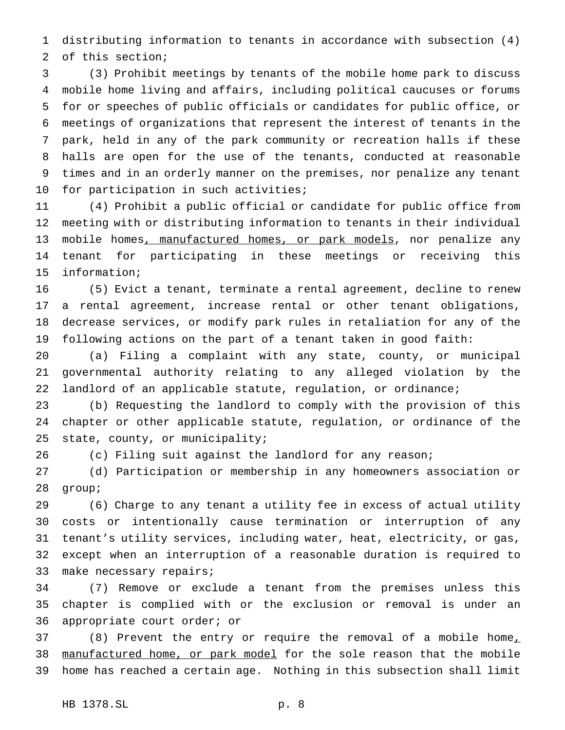distributing information to tenants in accordance with subsection (4) of this section;

(3) Prohibit meetings by tenants of the mobile home park to discuss mobile home living and affairs, including political caucuses or forums for or speeches of public officials or candidates for public office, or meetings of organizations that represent the interest of tenants in the park, held in any of the park community or recreation halls if these halls are open for the use of the tenants, conducted at reasonable times and in an orderly manner on the premises, nor penalize any tenant for participation in such activities;

(4) Prohibit a public official or candidate for public office from meeting with or distributing information to tenants in their individual mobile homes<u>, manufactured homes, or park models</u>, nor penalize any tenant for participating in these meetings or receiving this information;

(5) Evict a tenant, terminate a rental agreement, decline to renew a rental agreement, increase rental or other tenant obligations, decrease services, or modify park rules in retaliation for any of the following actions on the part of a tenant taken in good faith:

(a) Filing a complaint with any state, county, or municipal governmental authority relating to any alleged violation by the landlord of an applicable statute, regulation, or ordinance;

(b) Requesting the landlord to comply with the provision of this chapter or other applicable statute, regulation, or ordinance of the state, county, or municipality;

(c) Filing suit against the landlord for any reason;

(d) Participation or membership in any homeowners association or group;

(6) Charge to any tenant a utility fee in excess of actual utility costs or intentionally cause termination or interruption of any tenant's utility services, including water, heat, electricity, or gas, except when an interruption of a reasonable duration is required to make necessary repairs;

(7) Remove or exclude a tenant from the premises unless this chapter is complied with or the exclusion or removal is under an appropriate court order; or

(8) Prevent the entry or require the removal of a mobile home<u>, manufactured home, or park model</u> for the sole reason that the mobile home has reached a certain age. Nothing in this subsection shall limit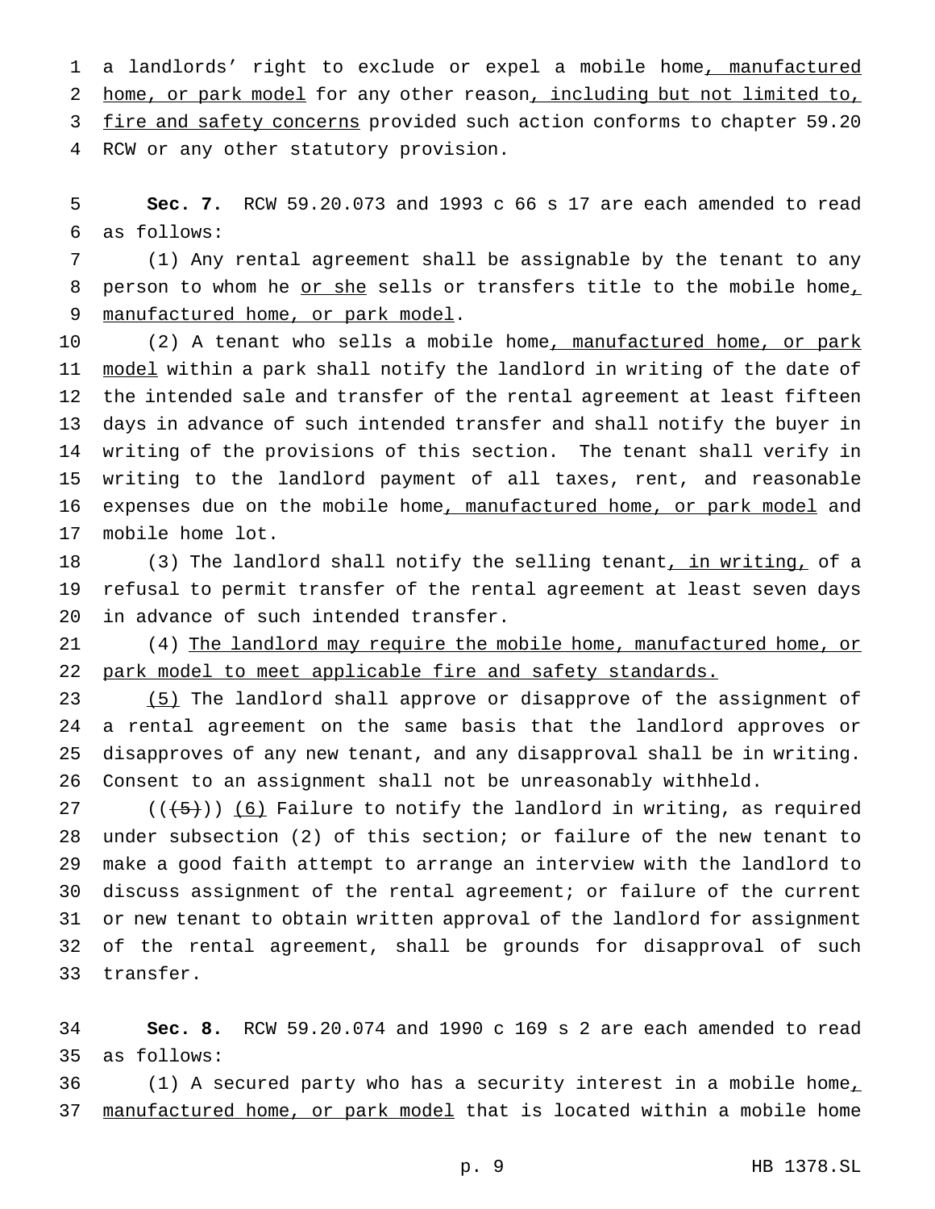a landlords' right to exclude or expel a mobile home, manufactured home, or park model for any other reason, including but not limited to, fire and safety concerns provided such action conforms to chapter 59.20 RCW or any other statutory provision.

**Sec. 7.** RCW 59.20.073 and 1993 c 66 s 17 are each amended to read as follows:

(1) Any rental agreement shall be assignable by the tenant to any person to whom he or she sells or transfers title to the mobile home, manufactured home, or park model.

(2) A tenant who sells a mobile home, manufactured home, or park model within a park shall notify the landlord in writing of the date of the intended sale and transfer of the rental agreement at least fifteen days in advance of such intended transfer and shall notify the buyer in writing of the provisions of this section. The tenant shall verify in writing to the landlord payment of all taxes, rent, and reasonable expenses due on the mobile home, manufactured home, or park model and mobile home lot.

(3) The landlord shall notify the selling tenant, in writing, of a refusal to permit transfer of the rental agreement at least seven days in advance of such intended transfer.

(4) The landlord may require the mobile home, manufactured home, or park model to meet applicable fire and safety standards.

(5) The landlord shall approve or disapprove of the assignment of a rental agreement on the same basis that the landlord approves or disapproves of any new tenant, and any disapproval shall be in writing. Consent to an assignment shall not be unreasonably withheld.

(((5))) (6) Failure to notify the landlord in writing, as required under subsection (2) of this section; or failure of the new tenant to make a good faith attempt to arrange an interview with the landlord to discuss assignment of the rental agreement; or failure of the current or new tenant to obtain written approval of the landlord for assignment of the rental agreement, shall be grounds for disapproval of such transfer.

**Sec. 8.** RCW 59.20.074 and 1990 c 169 s 2 are each amended to read as follows:

(1) A secured party who has a security interest in a mobile home, manufactured home, or park model that is located within a mobile home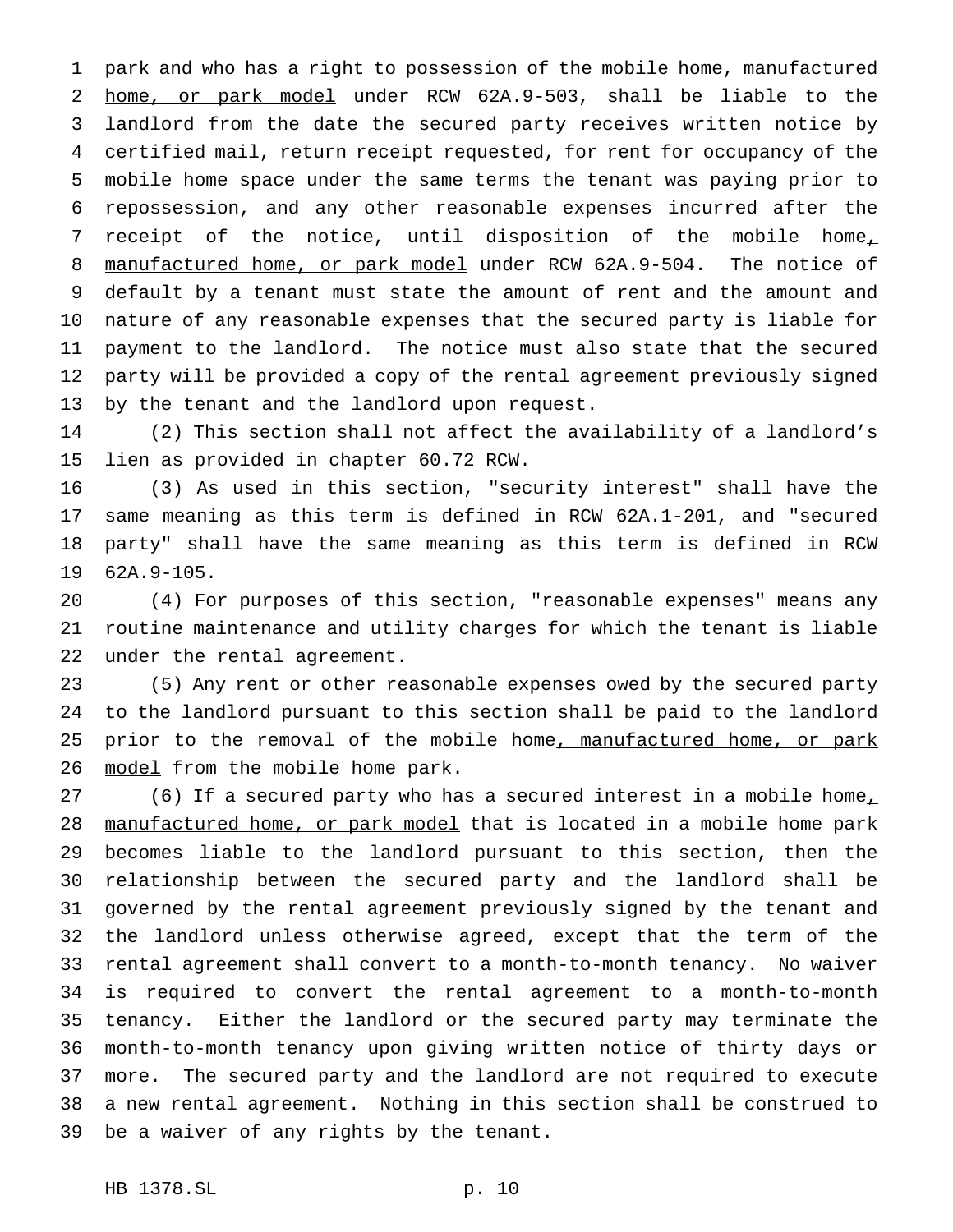park and who has a right to possession of the mobile home, manufactured home, or park model under RCW 62A.9-503, shall be liable to the landlord from the date the secured party receives written notice by certified mail, return receipt requested, for rent for occupancy of the mobile home space under the same terms the tenant was paying prior to repossession, and any other reasonable expenses incurred after the receipt of the notice, until disposition of the mobile home, manufactured home, or park model under RCW 62A.9-504. The notice of default by a tenant must state the amount of rent and the amount and nature of any reasonable expenses that the secured party is liable for payment to the landlord. The notice must also state that the secured party will be provided a copy of the rental agreement previously signed by the tenant and the landlord upon request.

(2) This section shall not affect the availability of a landlord's lien as provided in chapter 60.72 RCW.

(3) As used in this section, "security interest" shall have the same meaning as this term is defined in RCW 62A.1-201, and "secured party" shall have the same meaning as this term is defined in RCW 62A.9-105.

(4) For purposes of this section, "reasonable expenses" means any routine maintenance and utility charges for which the tenant is liable under the rental agreement.

(5) Any rent or other reasonable expenses owed by the secured party to the landlord pursuant to this section shall be paid to the landlord prior to the removal of the mobile home, manufactured home, or park model from the mobile home park.

(6) If a secured party who has a secured interest in a mobile home, manufactured home, or park model that is located in a mobile home park becomes liable to the landlord pursuant to this section, then the relationship between the secured party and the landlord shall be governed by the rental agreement previously signed by the tenant and the landlord unless otherwise agreed, except that the term of the rental agreement shall convert to a month-to-month tenancy. No waiver is required to convert the rental agreement to a month-to-month tenancy. Either the landlord or the secured party may terminate the month-to-month tenancy upon giving written notice of thirty days or more. The secured party and the landlord are not required to execute a new rental agreement. Nothing in this section shall be construed to be a waiver of any rights by the tenant.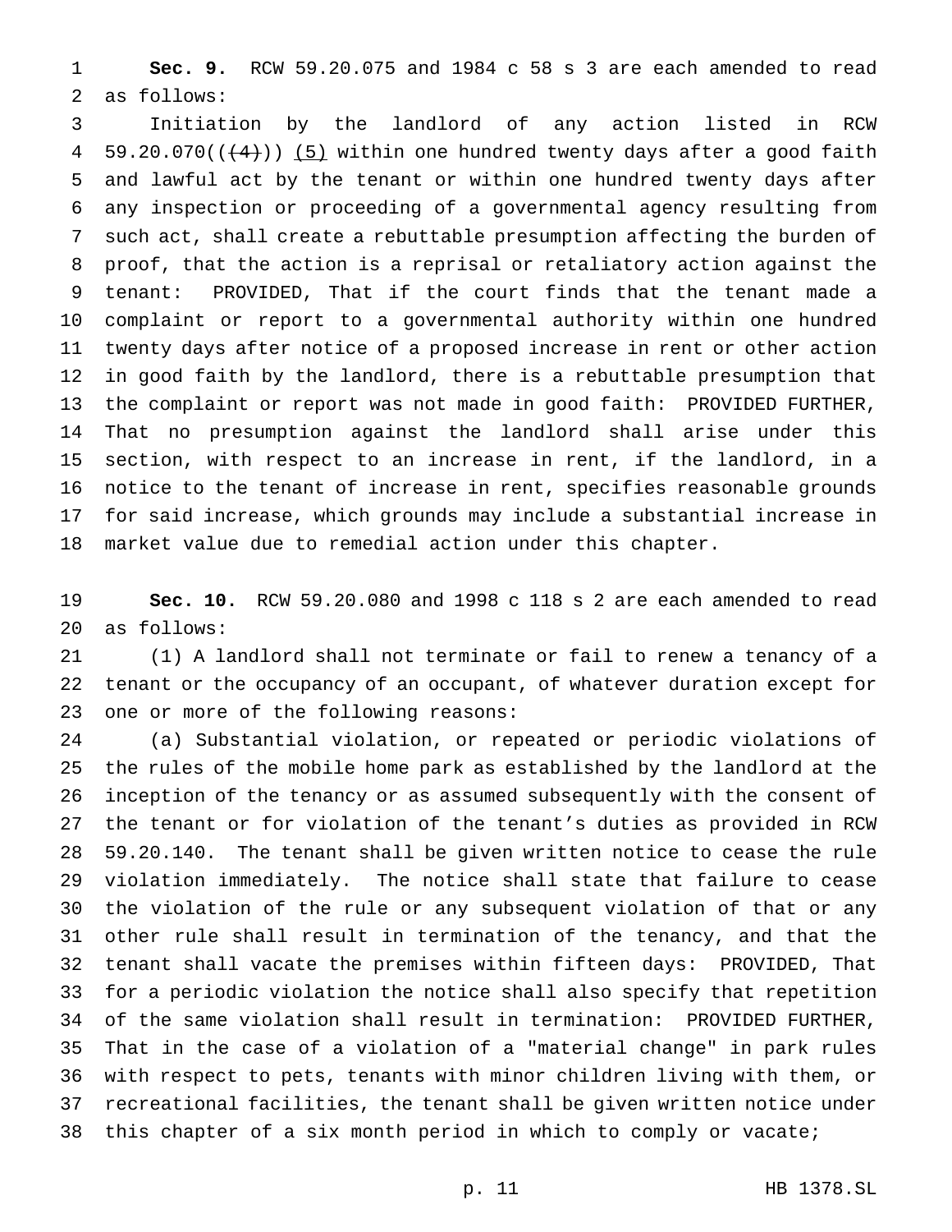**Sec. 9.** RCW 59.20.075 and 1984 c 58 s 3 are each amended to read as follows:

Initiation by the landlord of any action listed in RCW 59.20.070((~~(4)~~)) (5) within one hundred twenty days after a good faith and lawful act by the tenant or within one hundred twenty days after any inspection or proceeding of a governmental agency resulting from such act, shall create a rebuttable presumption affecting the burden of proof, that the action is a reprisal or retaliatory action against the tenant: PROVIDED, That if the court finds that the tenant made a complaint or report to a governmental authority within one hundred twenty days after notice of a proposed increase in rent or other action in good faith by the landlord, there is a rebuttable presumption that the complaint or report was not made in good faith: PROVIDED FURTHER, That no presumption against the landlord shall arise under this section, with respect to an increase in rent, if the landlord, in a notice to the tenant of increase in rent, specifies reasonable grounds for said increase, which grounds may include a substantial increase in market value due to remedial action under this chapter.

**Sec. 10.** RCW 59.20.080 and 1998 c 118 s 2 are each amended to read as follows:

(1) A landlord shall not terminate or fail to renew a tenancy of a tenant or the occupancy of an occupant, of whatever duration except for one or more of the following reasons:

(a) Substantial violation, or repeated or periodic violations of the rules of the mobile home park as established by the landlord at the inception of the tenancy or as assumed subsequently with the consent of the tenant or for violation of the tenant's duties as provided in RCW 59.20.140. The tenant shall be given written notice to cease the rule violation immediately. The notice shall state that failure to cease the violation of the rule or any subsequent violation of that or any other rule shall result in termination of the tenancy, and that the tenant shall vacate the premises within fifteen days: PROVIDED, That for a periodic violation the notice shall also specify that repetition of the same violation shall result in termination: PROVIDED FURTHER, That in the case of a violation of a "material change" in park rules with respect to pets, tenants with minor children living with them, or recreational facilities, the tenant shall be given written notice under this chapter of a six month period in which to comply or vacate;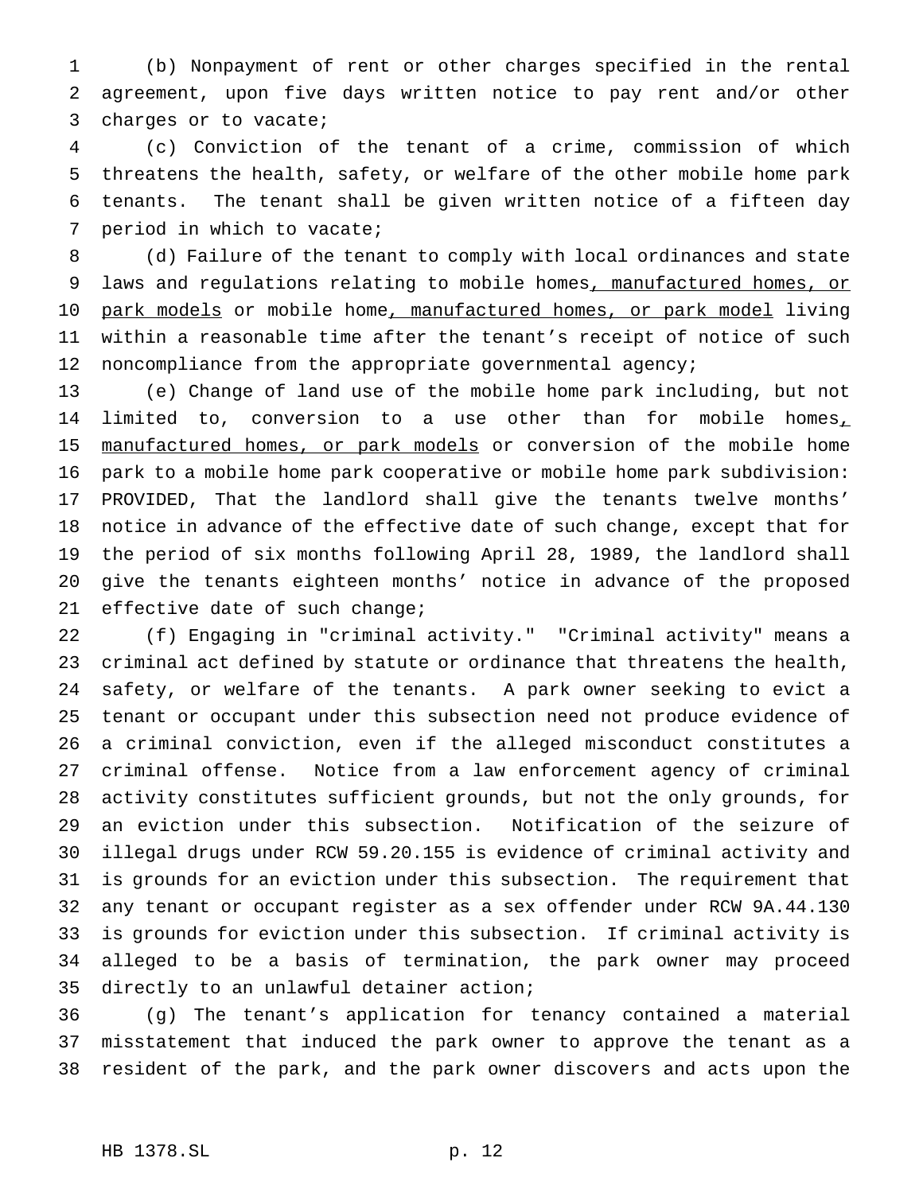(b) Nonpayment of rent or other charges specified in the rental agreement, upon five days written notice to pay rent and/or other charges or to vacate;

(c) Conviction of the tenant of a crime, commission of which threatens the health, safety, or welfare of the other mobile home park tenants. The tenant shall be given written notice of a fifteen day period in which to vacate;

(d) Failure of the tenant to comply with local ordinances and state laws and regulations relating to mobile homes, manufactured homes, or park models or mobile home, manufactured homes, or park model living within a reasonable time after the tenant's receipt of notice of such noncompliance from the appropriate governmental agency;

(e) Change of land use of the mobile home park including, but not limited to, conversion to a use other than for mobile homes, manufactured homes, or park models or conversion of the mobile home park to a mobile home park cooperative or mobile home park subdivision: PROVIDED, That the landlord shall give the tenants twelve months' notice in advance of the effective date of such change, except that for the period of six months following April 28, 1989, the landlord shall give the tenants eighteen months' notice in advance of the proposed effective date of such change;

(f) Engaging in "criminal activity." "Criminal activity" means a criminal act defined by statute or ordinance that threatens the health, safety, or welfare of the tenants. A park owner seeking to evict a tenant or occupant under this subsection need not produce evidence of a criminal conviction, even if the alleged misconduct constitutes a criminal offense. Notice from a law enforcement agency of criminal activity constitutes sufficient grounds, but not the only grounds, for an eviction under this subsection. Notification of the seizure of illegal drugs under RCW 59.20.155 is evidence of criminal activity and is grounds for an eviction under this subsection. The requirement that any tenant or occupant register as a sex offender under RCW 9A.44.130 is grounds for eviction under this subsection. If criminal activity is alleged to be a basis of termination, the park owner may proceed directly to an unlawful detainer action;

(g) The tenant's application for tenancy contained a material misstatement that induced the park owner to approve the tenant as a resident of the park, and the park owner discovers and acts upon the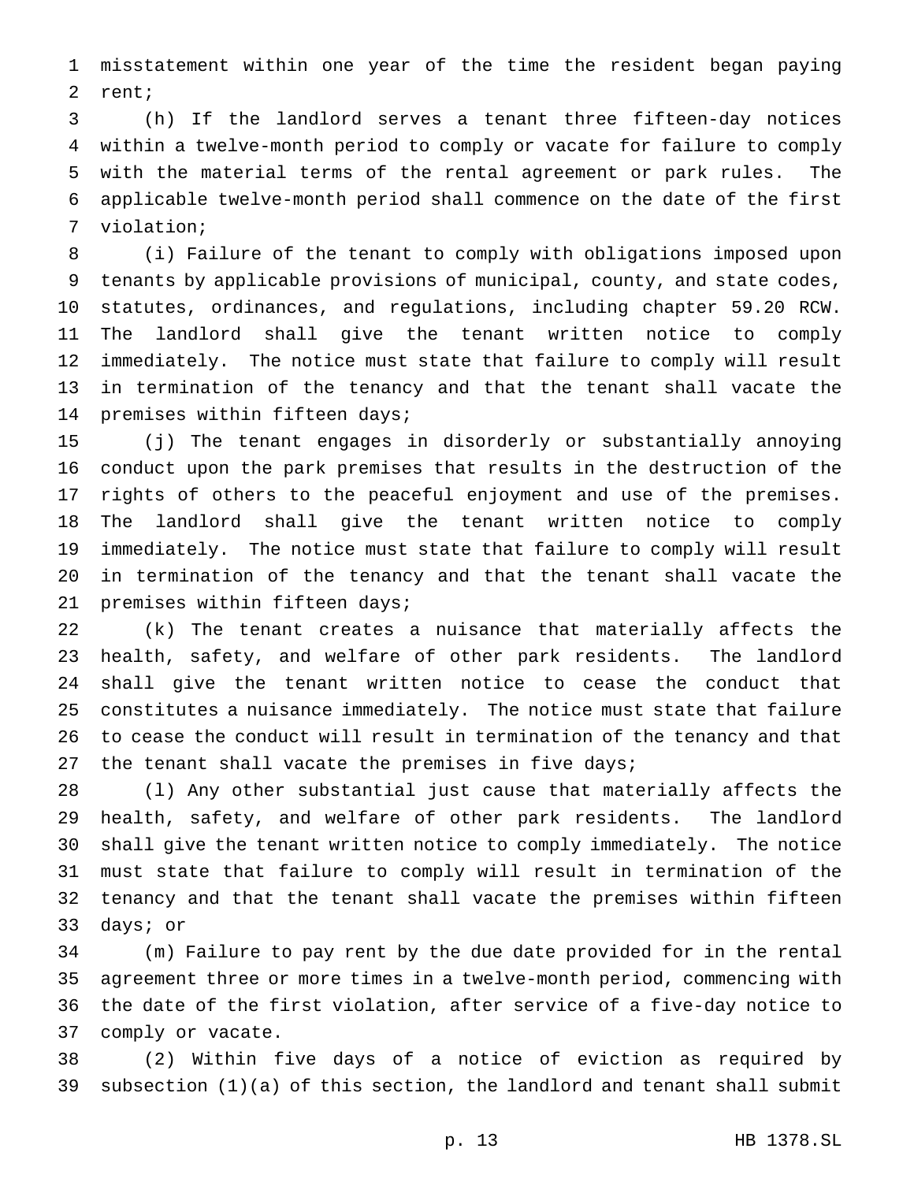misstatement within one year of the time the resident began paying rent;

(h) If the landlord serves a tenant three fifteen-day notices within a twelve-month period to comply or vacate for failure to comply with the material terms of the rental agreement or park rules. The applicable twelve-month period shall commence on the date of the first violation;

(i) Failure of the tenant to comply with obligations imposed upon tenants by applicable provisions of municipal, county, and state codes, statutes, ordinances, and regulations, including chapter 59.20 RCW. The landlord shall give the tenant written notice to comply immediately. The notice must state that failure to comply will result in termination of the tenancy and that the tenant shall vacate the premises within fifteen days;

(j) The tenant engages in disorderly or substantially annoying conduct upon the park premises that results in the destruction of the rights of others to the peaceful enjoyment and use of the premises. The landlord shall give the tenant written notice to comply immediately. The notice must state that failure to comply will result in termination of the tenancy and that the tenant shall vacate the premises within fifteen days;

(k) The tenant creates a nuisance that materially affects the health, safety, and welfare of other park residents. The landlord shall give the tenant written notice to cease the conduct that constitutes a nuisance immediately. The notice must state that failure to cease the conduct will result in termination of the tenancy and that the tenant shall vacate the premises in five days;

(l) Any other substantial just cause that materially affects the health, safety, and welfare of other park residents. The landlord shall give the tenant written notice to comply immediately. The notice must state that failure to comply will result in termination of the tenancy and that the tenant shall vacate the premises within fifteen days; or

(m) Failure to pay rent by the due date provided for in the rental agreement three or more times in a twelve-month period, commencing with the date of the first violation, after service of a five-day notice to comply or vacate.

(2) Within five days of a notice of eviction as required by subsection (1)(a) of this section, the landlord and tenant shall submit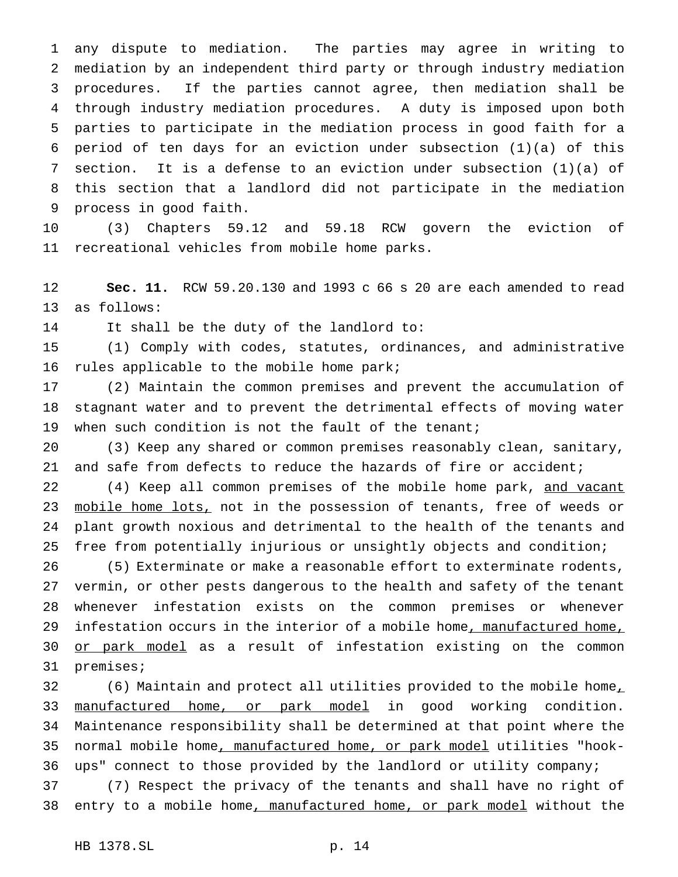any dispute to mediation. The parties may agree in writing to mediation by an independent third party or through industry mediation procedures. If the parties cannot agree, then mediation shall be through industry mediation procedures. A duty is imposed upon both parties to participate in the mediation process in good faith for a period of ten days for an eviction under subsection (1)(a) of this section. It is a defense to an eviction under subsection (1)(a) of this section that a landlord did not participate in the mediation process in good faith.

(3) Chapters 59.12 and 59.18 RCW govern the eviction of recreational vehicles from mobile home parks.

**Sec. 11.** RCW 59.20.130 and 1993 c 66 s 20 are each amended to read as follows:

It shall be the duty of the landlord to:

(1) Comply with codes, statutes, ordinances, and administrative rules applicable to the mobile home park;

(2) Maintain the common premises and prevent the accumulation of stagnant water and to prevent the detrimental effects of moving water when such condition is not the fault of the tenant;

(3) Keep any shared or common premises reasonably clean, sanitary, and safe from defects to reduce the hazards of fire or accident;

(4) Keep all common premises of the mobile home park, <u>and vacant mobile home lots,</u> not in the possession of tenants, free of weeds or plant growth noxious and detrimental to the health of the tenants and free from potentially injurious or unsightly objects and condition;

(5) Exterminate or make a reasonable effort to exterminate rodents, vermin, or other pests dangerous to the health and safety of the tenant whenever infestation exists on the common premises or whenever infestation occurs in the interior of a mobile home<u>, manufactured home, or park model</u> as a result of infestation existing on the common premises;

(6) Maintain and protect all utilities provided to the mobile home<u>, manufactured home, or park model</u> in good working condition. Maintenance responsibility shall be determined at that point where the normal mobile home<u>, manufactured home, or park model</u> utilities "hook-ups" connect to those provided by the landlord or utility company;

(7) Respect the privacy of the tenants and shall have no right of entry to a mobile home<u>, manufactured home, or park model</u> without the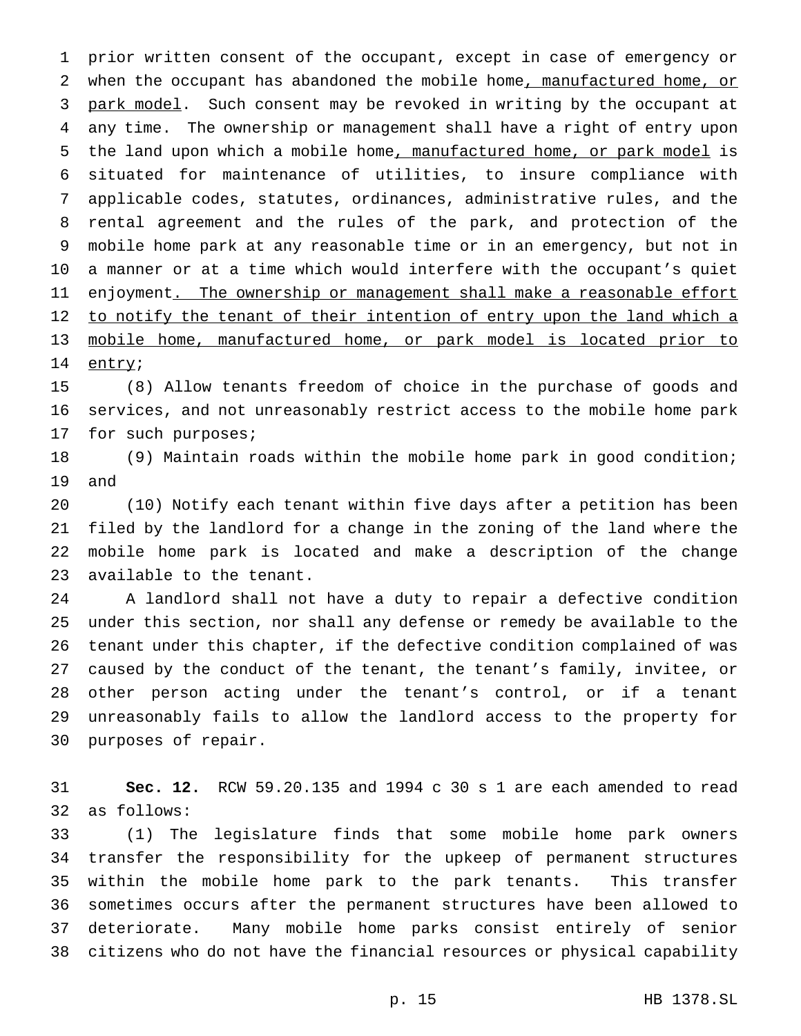prior written consent of the occupant, except in case of emergency or when the occupant has abandoned the mobile home, manufactured home, or park model. Such consent may be revoked in writing by the occupant at any time. The ownership or management shall have a right of entry upon the land upon which a mobile home, manufactured home, or park model is situated for maintenance of utilities, to insure compliance with applicable codes, statutes, ordinances, administrative rules, and the rental agreement and the rules of the park, and protection of the mobile home park at any reasonable time or in an emergency, but not in a manner or at a time which would interfere with the occupant's quiet enjoyment. The ownership or management shall make a reasonable effort to notify the tenant of their intention of entry upon the land which a mobile home, manufactured home, or park model is located prior to entry;

(8) Allow tenants freedom of choice in the purchase of goods and services, and not unreasonably restrict access to the mobile home park for such purposes;

(9) Maintain roads within the mobile home park in good condition; and

(10) Notify each tenant within five days after a petition has been filed by the landlord for a change in the zoning of the land where the mobile home park is located and make a description of the change available to the tenant.

A landlord shall not have a duty to repair a defective condition under this section, nor shall any defense or remedy be available to the tenant under this chapter, if the defective condition complained of was caused by the conduct of the tenant, the tenant's family, invitee, or other person acting under the tenant's control, or if a tenant unreasonably fails to allow the landlord access to the property for purposes of repair.

**Sec. 12.** RCW 59.20.135 and 1994 c 30 s 1 are each amended to read as follows:

(1) The legislature finds that some mobile home park owners transfer the responsibility for the upkeep of permanent structures within the mobile home park to the park tenants. This transfer sometimes occurs after the permanent structures have been allowed to deteriorate. Many mobile home parks consist entirely of senior citizens who do not have the financial resources or physical capability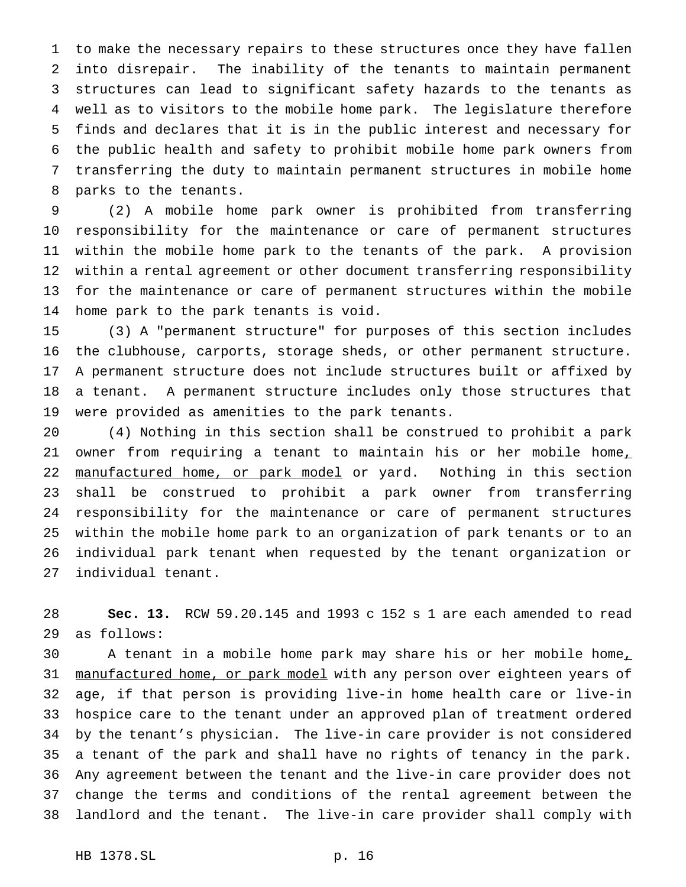to make the necessary repairs to these structures once they have fallen into disrepair. The inability of the tenants to maintain permanent structures can lead to significant safety hazards to the tenants as well as to visitors to the mobile home park. The legislature therefore finds and declares that it is in the public interest and necessary for the public health and safety to prohibit mobile home park owners from transferring the duty to maintain permanent structures in mobile home parks to the tenants.

(2) A mobile home park owner is prohibited from transferring responsibility for the maintenance or care of permanent structures within the mobile home park to the tenants of the park. A provision within a rental agreement or other document transferring responsibility for the maintenance or care of permanent structures within the mobile home park to the park tenants is void.

(3) A "permanent structure" for purposes of this section includes the clubhouse, carports, storage sheds, or other permanent structure. A permanent structure does not include structures built or affixed by a tenant. A permanent structure includes only those structures that were provided as amenities to the park tenants.

(4) Nothing in this section shall be construed to prohibit a park owner from requiring a tenant to maintain his or her mobile home<u>, manufactured home, or park model</u> or yard. Nothing in this section shall be construed to prohibit a park owner from transferring responsibility for the maintenance or care of permanent structures within the mobile home park to an organization of park tenants or to an individual park tenant when requested by the tenant organization or individual tenant.

**Sec. 13.** RCW 59.20.145 and 1993 c 152 s 1 are each amended to read as follows:

A tenant in a mobile home park may share his or her mobile home<u>, manufactured home, or park model</u> with any person over eighteen years of age, if that person is providing live-in home health care or live-in hospice care to the tenant under an approved plan of treatment ordered by the tenant's physician. The live-in care provider is not considered a tenant of the park and shall have no rights of tenancy in the park. Any agreement between the tenant and the live-in care provider does not change the terms and conditions of the rental agreement between the landlord and the tenant. The live-in care provider shall comply with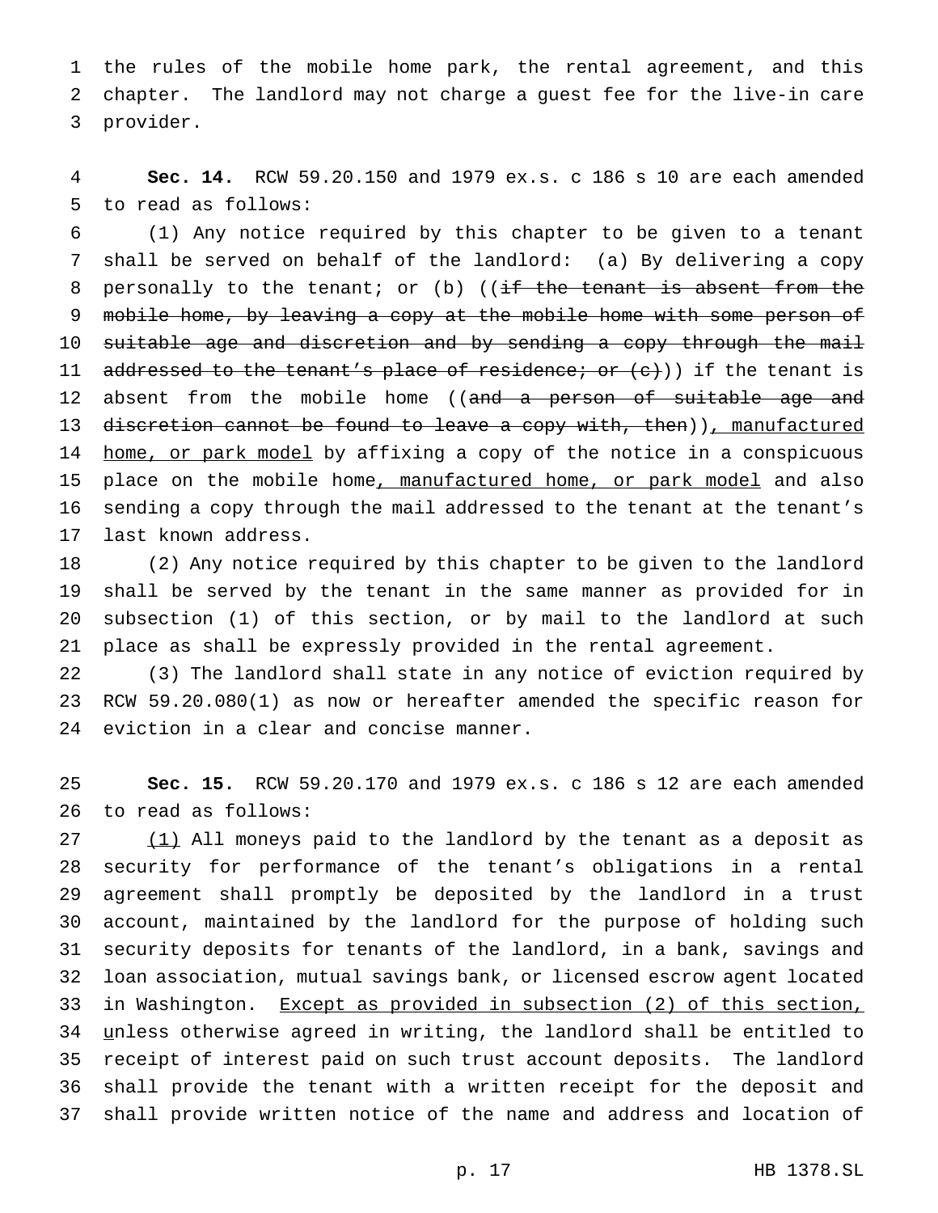the rules of the mobile home park, the rental agreement, and this chapter. The landlord may not charge a guest fee for the live-in care provider.

**Sec. 14.** RCW 59.20.150 and 1979 ex.s. c 186 s 10 are each amended to read as follows:

(1) Any notice required by this chapter to be given to a tenant shall be served on behalf of the landlord: (a) By delivering a copy personally to the tenant; or (b) ((~~if the tenant is absent from the mobile home, by leaving a copy at the mobile home with some person of suitable age and discretion and by sending a copy through the mail addressed to the tenant's place of residence; or (c)~~)) if the tenant is absent from the mobile home ((~~and a person of suitable age and discretion cannot be found to leave a copy with, then~~))<u>, manufactured home, or park model</u> by affixing a copy of the notice in a conspicuous place on the mobile home<u>, manufactured home, or park model</u> and also sending a copy through the mail addressed to the tenant at the tenant's last known address.

(2) Any notice required by this chapter to be given to the landlord shall be served by the tenant in the same manner as provided for in subsection (1) of this section, or by mail to the landlord at such place as shall be expressly provided in the rental agreement.

(3) The landlord shall state in any notice of eviction required by RCW 59.20.080(1) as now or hereafter amended the specific reason for eviction in a clear and concise manner.

**Sec. 15.** RCW 59.20.170 and 1979 ex.s. c 186 s 12 are each amended to read as follows:

<u>(1)</u> All moneys paid to the landlord by the tenant as a deposit as security for performance of the tenant's obligations in a rental agreement shall promptly be deposited by the landlord in a trust account, maintained by the landlord for the purpose of holding such security deposits for tenants of the landlord, in a bank, savings and loan association, mutual savings bank, or licensed escrow agent located in Washington. <u>Except as provided in subsection (2) of this section, u</u>nless otherwise agreed in writing, the landlord shall be entitled to receipt of interest paid on such trust account deposits. The landlord shall provide the tenant with a written receipt for the deposit and shall provide written notice of the name and address and location of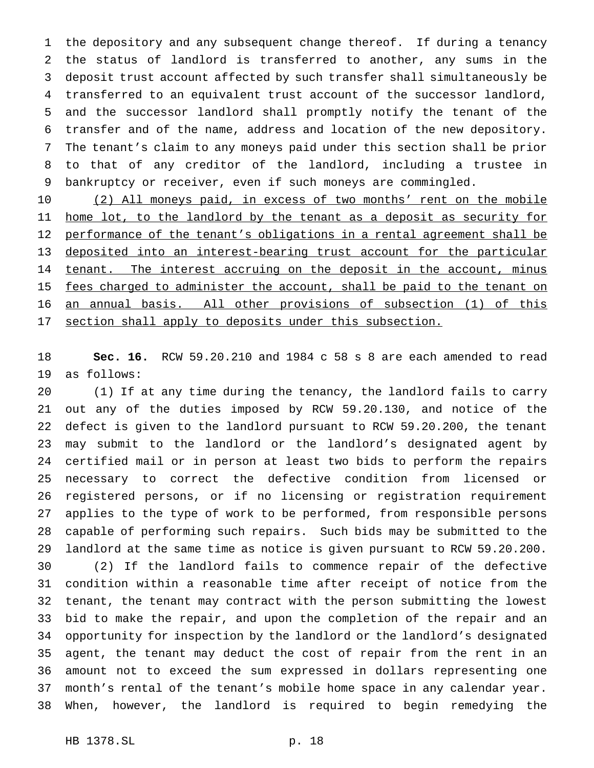the depository and any subsequent change thereof. If during a tenancy the status of landlord is transferred to another, any sums in the deposit trust account affected by such transfer shall simultaneously be transferred to an equivalent trust account of the successor landlord, and the successor landlord shall promptly notify the tenant of the transfer and of the name, address and location of the new depository. The tenant's claim to any moneys paid under this section shall be prior to that of any creditor of the landlord, including a trustee in bankruptcy or receiver, even if such moneys are commingled.

<u>(2) All moneys paid, in excess of two months' rent on the mobile home lot, to the landlord by the tenant as a deposit as security for performance of the tenant's obligations in a rental agreement shall be deposited into an interest-bearing trust account for the particular tenant. The interest accruing on the deposit in the account, minus fees charged to administer the account, shall be paid to the tenant on an annual basis. All other provisions of subsection (1) of this section shall apply to deposits under this subsection.</u>

**Sec. 16.** RCW 59.20.210 and 1984 c 58 s 8 are each amended to read as follows:

(1) If at any time during the tenancy, the landlord fails to carry out any of the duties imposed by RCW 59.20.130, and notice of the defect is given to the landlord pursuant to RCW 59.20.200, the tenant may submit to the landlord or the landlord's designated agent by certified mail or in person at least two bids to perform the repairs necessary to correct the defective condition from licensed or registered persons, or if no licensing or registration requirement applies to the type of work to be performed, from responsible persons capable of performing such repairs. Such bids may be submitted to the landlord at the same time as notice is given pursuant to RCW 59.20.200.

(2) If the landlord fails to commence repair of the defective condition within a reasonable time after receipt of notice from the tenant, the tenant may contract with the person submitting the lowest bid to make the repair, and upon the completion of the repair and an opportunity for inspection by the landlord or the landlord's designated agent, the tenant may deduct the cost of repair from the rent in an amount not to exceed the sum expressed in dollars representing one month's rental of the tenant's mobile home space in any calendar year. When, however, the landlord is required to begin remedying the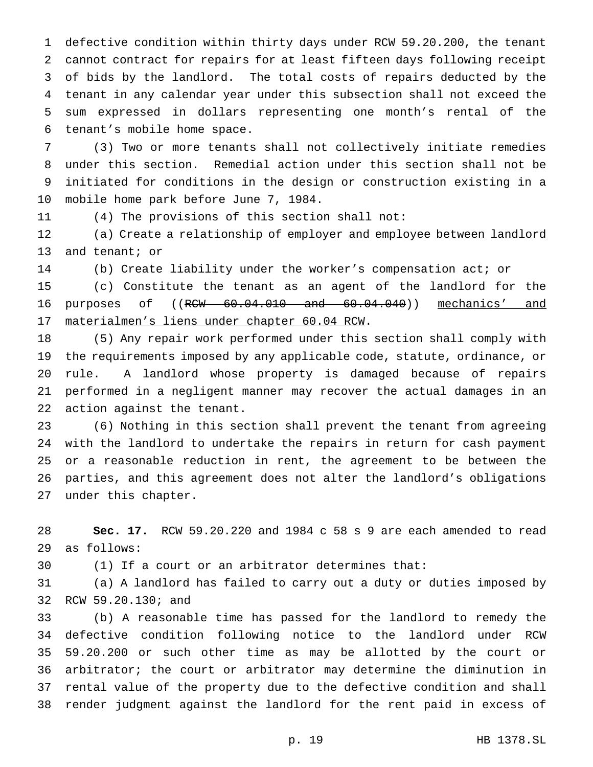defective condition within thirty days under RCW 59.20.200, the tenant cannot contract for repairs for at least fifteen days following receipt of bids by the landlord. The total costs of repairs deducted by the tenant in any calendar year under this subsection shall not exceed the sum expressed in dollars representing one month's rental of the tenant's mobile home space.

(3) Two or more tenants shall not collectively initiate remedies under this section. Remedial action under this section shall not be initiated for conditions in the design or construction existing in a mobile home park before June 7, 1984.

(4) The provisions of this section shall not:

(a) Create a relationship of employer and employee between landlord and tenant; or

(b) Create liability under the worker's compensation act; or

(c) Constitute the tenant as an agent of the landlord for the purposes of ((~~RCW 60.04.010 and 60.04.040~~)) <u>mechanics' and materialmen's liens under chapter 60.04 RCW</u>.

(5) Any repair work performed under this section shall comply with the requirements imposed by any applicable code, statute, ordinance, or rule. A landlord whose property is damaged because of repairs performed in a negligent manner may recover the actual damages in an action against the tenant.

(6) Nothing in this section shall prevent the tenant from agreeing with the landlord to undertake the repairs in return for cash payment or a reasonable reduction in rent, the agreement to be between the parties, and this agreement does not alter the landlord's obligations under this chapter.

**Sec. 17.** RCW 59.20.220 and 1984 c 58 s 9 are each amended to read as follows:

(1) If a court or an arbitrator determines that:

(a) A landlord has failed to carry out a duty or duties imposed by RCW 59.20.130; and

(b) A reasonable time has passed for the landlord to remedy the defective condition following notice to the landlord under RCW 59.20.200 or such other time as may be allotted by the court or arbitrator; the court or arbitrator may determine the diminution in rental value of the property due to the defective condition and shall render judgment against the landlord for the rent paid in excess of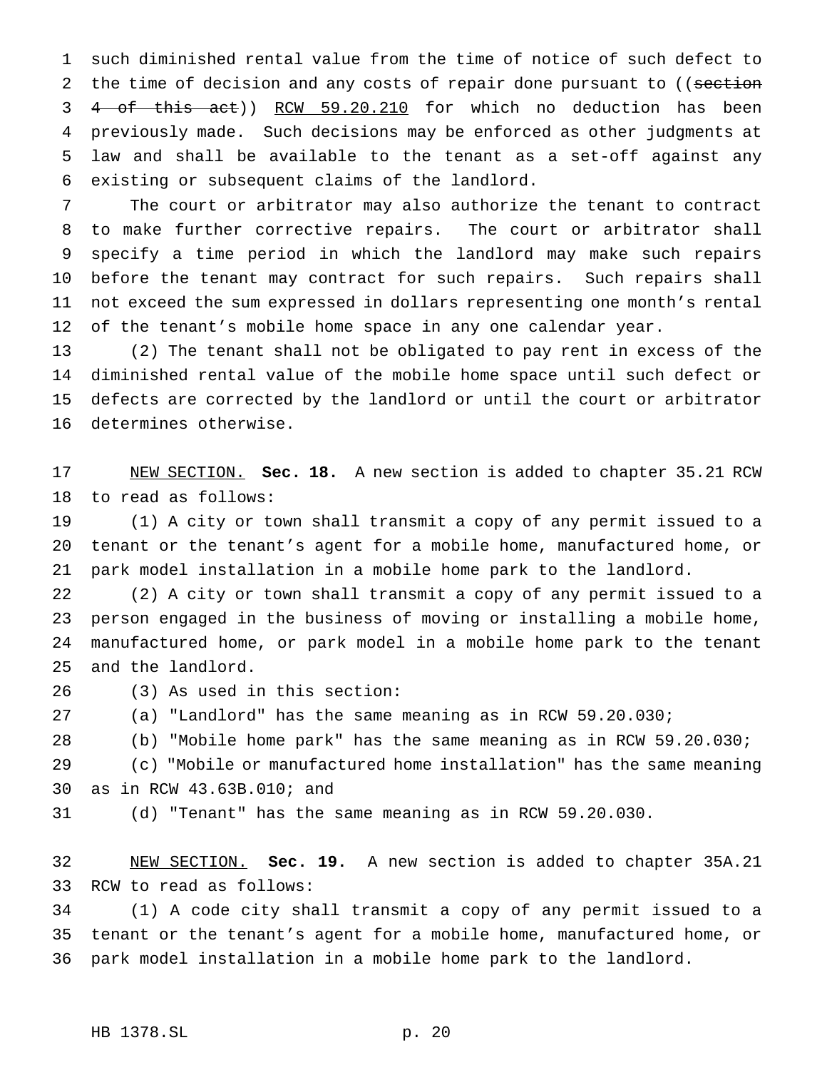such diminished rental value from the time of notice of such defect to the time of decision and any costs of repair done pursuant to ((~~section 4 of this act~~)) RCW 59.20.210 for which no deduction has been previously made. Such decisions may be enforced as other judgments at law and shall be available to the tenant as a set-off against any existing or subsequent claims of the landlord.

The court or arbitrator may also authorize the tenant to contract to make further corrective repairs. The court or arbitrator shall specify a time period in which the landlord may make such repairs before the tenant may contract for such repairs. Such repairs shall not exceed the sum expressed in dollars representing one month's rental of the tenant's mobile home space in any one calendar year.

(2) The tenant shall not be obligated to pay rent in excess of the diminished rental value of the mobile home space until such defect or defects are corrected by the landlord or until the court or arbitrator determines otherwise.

NEW SECTION. **Sec. 18.** A new section is added to chapter 35.21 RCW to read as follows:

(1) A city or town shall transmit a copy of any permit issued to a tenant or the tenant's agent for a mobile home, manufactured home, or park model installation in a mobile home park to the landlord.

(2) A city or town shall transmit a copy of any permit issued to a person engaged in the business of moving or installing a mobile home, manufactured home, or park model in a mobile home park to the tenant and the landlord.

(3) As used in this section:

(a) "Landlord" has the same meaning as in RCW 59.20.030;

(b) "Mobile home park" has the same meaning as in RCW 59.20.030;

(c) "Mobile or manufactured home installation" has the same meaning as in RCW 43.63B.010; and

(d) "Tenant" has the same meaning as in RCW 59.20.030.

NEW SECTION. **Sec. 19.** A new section is added to chapter 35A.21 RCW to read as follows:

(1) A code city shall transmit a copy of any permit issued to a tenant or the tenant's agent for a mobile home, manufactured home, or park model installation in a mobile home park to the landlord.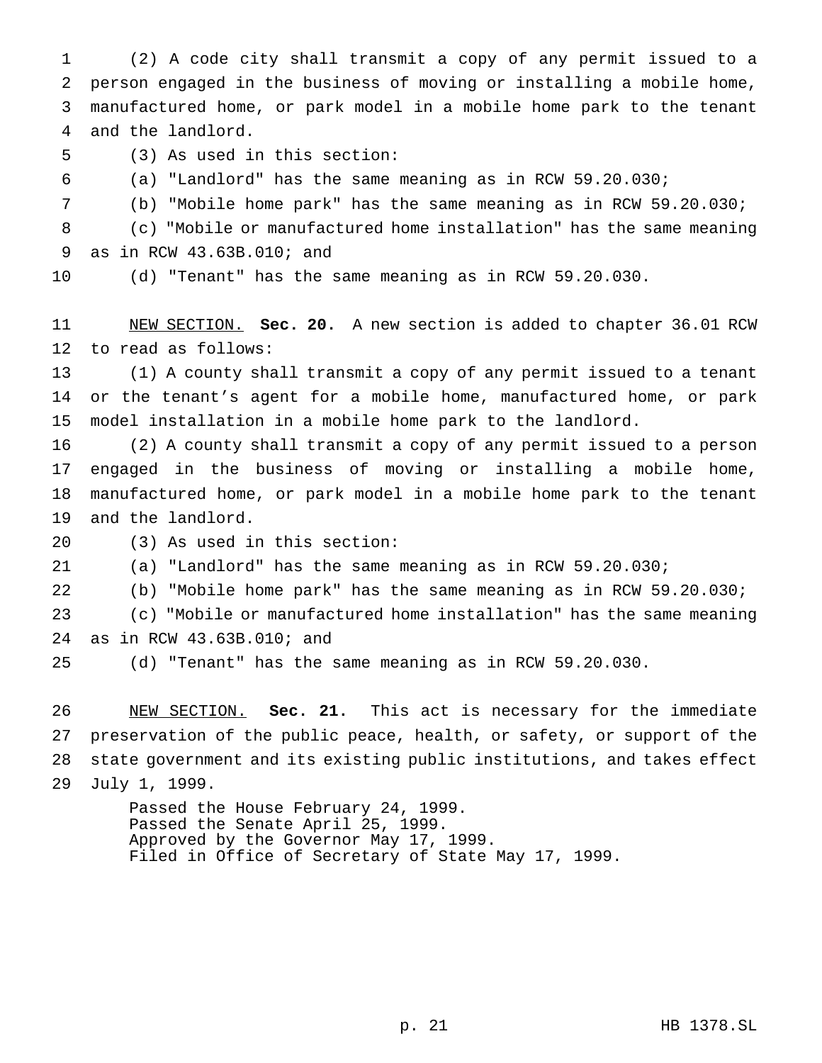(2) A code city shall transmit a copy of any permit issued to a person engaged in the business of moving or installing a mobile home, manufactured home, or park model in a mobile home park to the tenant and the landlord.

(3) As used in this section:

(a) "Landlord" has the same meaning as in RCW 59.20.030;

(b) "Mobile home park" has the same meaning as in RCW 59.20.030;

(c) "Mobile or manufactured home installation" has the same meaning as in RCW 43.63B.010; and

(d) "Tenant" has the same meaning as in RCW 59.20.030.

NEW SECTION. **Sec. 20.** A new section is added to chapter 36.01 RCW to read as follows:

(1) A county shall transmit a copy of any permit issued to a tenant or the tenant's agent for a mobile home, manufactured home, or park model installation in a mobile home park to the landlord.

(2) A county shall transmit a copy of any permit issued to a person engaged in the business of moving or installing a mobile home, manufactured home, or park model in a mobile home park to the tenant and the landlord.

(3) As used in this section:

(a) "Landlord" has the same meaning as in RCW 59.20.030;

(b) "Mobile home park" has the same meaning as in RCW 59.20.030;

(c) "Mobile or manufactured home installation" has the same meaning as in RCW 43.63B.010; and

(d) "Tenant" has the same meaning as in RCW 59.20.030.

NEW SECTION. **Sec. 21.** This act is necessary for the immediate preservation of the public peace, health, or safety, or support of the state government and its existing public institutions, and takes effect July 1, 1999.

Passed the House February 24, 1999.
Passed the Senate April 25, 1999.
Approved by the Governor May 17, 1999.
Filed in Office of Secretary of State May 17, 1999.